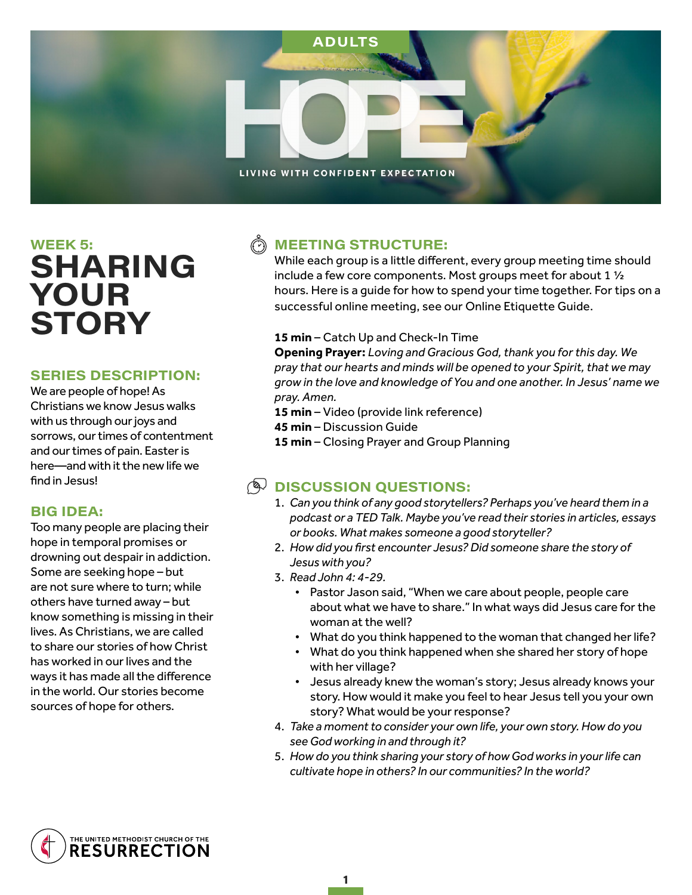ADULTS

# HOPE

LIVING WITH CONFIDENT EXPECTATION

## WEEK 5: SHARING YOUR STORY

### SERIES DESCRIPTION:

We are people of hope! As Christians we know Jesus walks with us through our joys and sorrows, our times of contentment and our times of pain. Easter is here—and with it the new life we find in Jesus!

### BIG IDEA:

Too many people are placing their hope in temporal promises or drowning out despair in addiction. Some are seeking hope – but are not sure where to turn; while others have turned away – but know something is missing in their lives. As Christians, we are called to share our stories of how Christ has worked in our lives and the ways it has made all the difference in the world. Our stories become sources of hope for others.

### MEETING STRUCTURE:

While each group is a little different, every group meeting time should include a few core components. Most groups meet for about 1 ½ hours. Here is a guide for how to spend your time together. For tips on a successful online meeting, see our Online Etiquette Guide.

**15 min** – Catch Up and Check-In Time
**Opening Prayer:** *Loving and Gracious God, thank you for this day. We pray that our hearts and minds will be opened to your Spirit, that we may grow in the love and knowledge of You and one another. In Jesus' name we pray. Amen.*
**15 min** – Video (provide link reference)
**45 min** – Discussion Guide
**15 min** – Closing Prayer and Group Planning

### DISCUSSION QUESTIONS:

1. *Can you think of any good storytellers? Perhaps you've heard them in a podcast or a TED Talk. Maybe you've read their stories in articles, essays or books. What makes someone a good storyteller?*
2. *How did you first encounter Jesus? Did someone share the story of Jesus with you?*
3. *Read John 4: 4-29.*
   - Pastor Jason said, "When we care about people, people care about what we have to share." In what ways did Jesus care for the woman at the well?
   - What do you think happened to the woman that changed her life?
   - What do you think happened when she shared her story of hope with her village?
   - Jesus already knew the woman's story; Jesus already knows your story. How would it make you feel to hear Jesus tell you your own story? What would be your response?
4. *Take a moment to consider your own life, your own story. How do you see God working in and through it?*
5. *How do you think sharing your story of how God works in your life can cultivate hope in others? In our communities? In the world?*

THE UNITED METHODIST CHURCH OF THE RESURRECTION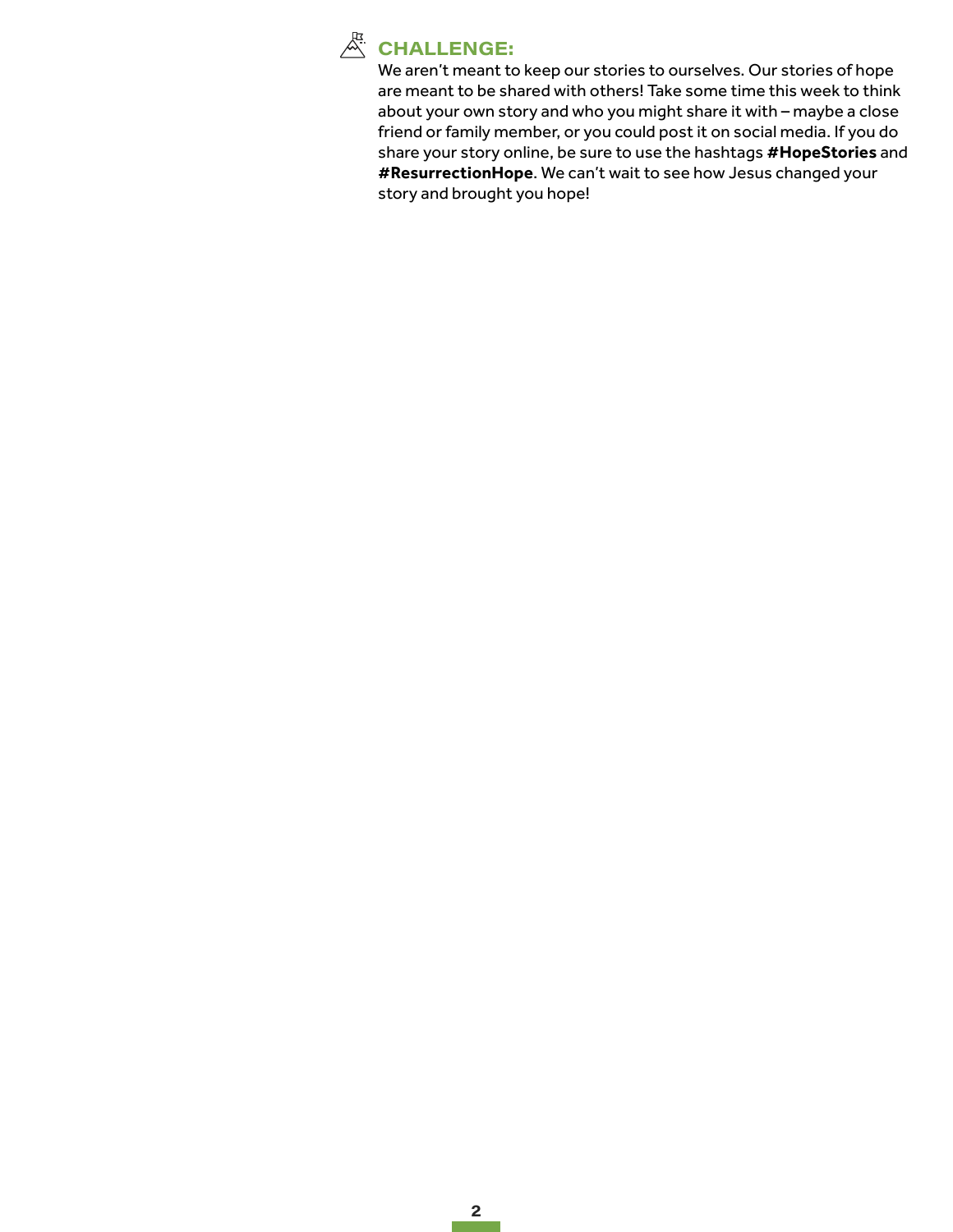## CHALLENGE:

We aren't meant to keep our stories to ourselves. Our stories of hope are meant to be shared with others! Take some time this week to think about your own story and who you might share it with – maybe a close friend or family member, or you could post it on social media. If you do share your story online, be sure to use the hashtags **#HopeStories** and **#ResurrectionHope**. We can't wait to see how Jesus changed your story and brought you hope!